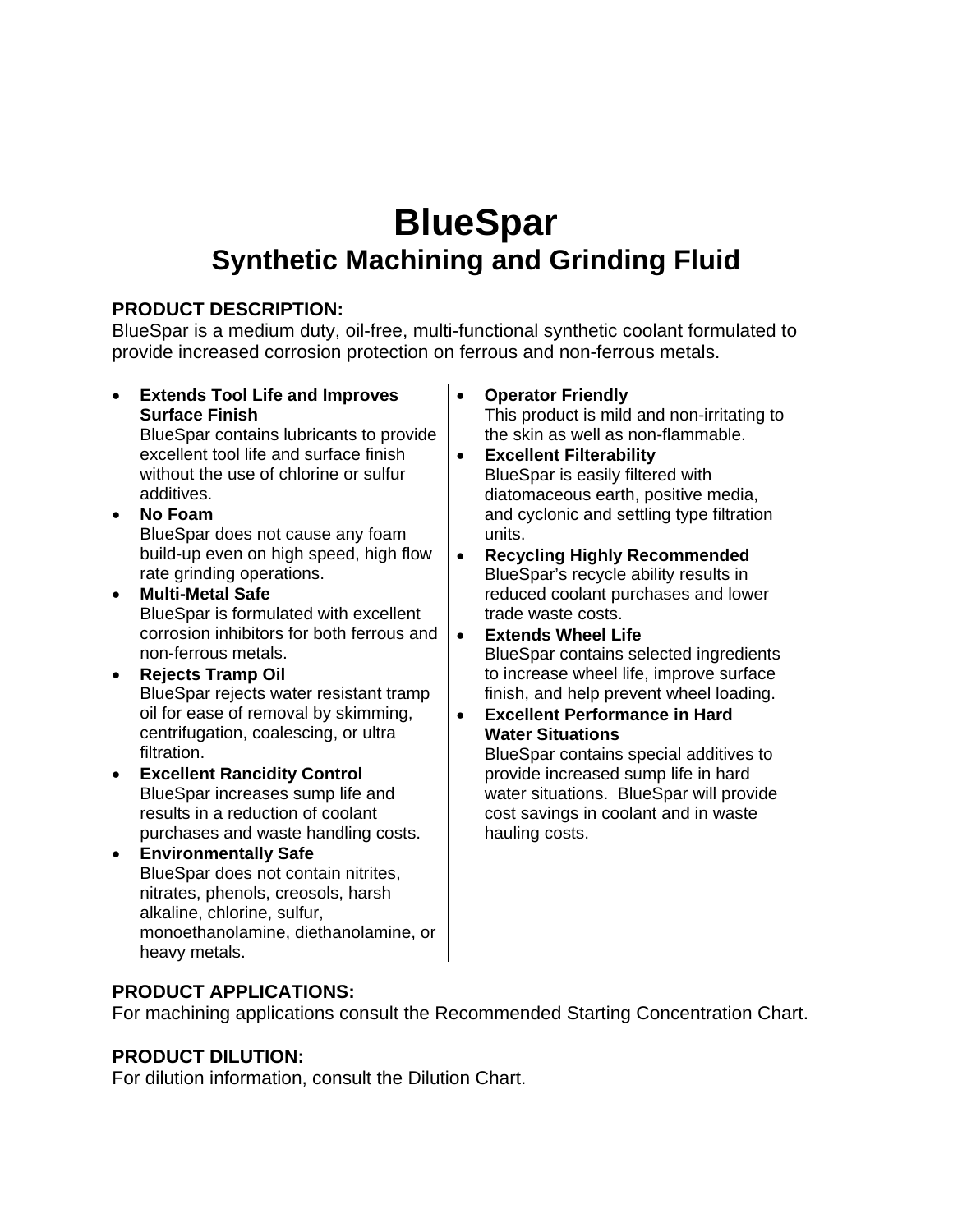# BlueSpar

## Synthetic Machining and Grinding Fluid

**PRODUCT DESCRIPTION:**
BlueSpar is a medium duty, oil-free, multi-functional synthetic coolant formulated to provide increased corrosion protection on ferrous and non-ferrous metals.

- **Extends Tool Life and Improves Surface Finish**
  BlueSpar contains lubricants to provide excellent tool life and surface finish without the use of chlorine or sulfur additives.
- **No Foam**
  BlueSpar does not cause any foam build-up even on high speed, high flow rate grinding operations.
- **Multi-Metal Safe**
  BlueSpar is formulated with excellent corrosion inhibitors for both ferrous and non-ferrous metals.
- **Rejects Tramp Oil**
  BlueSpar rejects water resistant tramp oil for ease of removal by skimming, centrifugation, coalescing, or ultra filtration.
- **Excellent Rancidity Control**
  BlueSpar increases sump life and results in a reduction of coolant purchases and waste handling costs.
- **Environmentally Safe**
  BlueSpar does not contain nitrites, nitrates, phenols, creosols, harsh alkaline, chlorine, sulfur, monoethanolamine, diethanolamine, or heavy metals.
- **Operator Friendly**
  This product is mild and non-irritating to the skin as well as non-flammable.
- **Excellent Filterability**
  BlueSpar is easily filtered with diatomaceous earth, positive media, and cyclonic and settling type filtration units.
- **Recycling Highly Recommended**
  BlueSpar's recycle ability results in reduced coolant purchases and lower trade waste costs.
- **Extends Wheel Life**
  BlueSpar contains selected ingredients to increase wheel life, improve surface finish, and help prevent wheel loading.
- **Excellent Performance in Hard Water Situations**
  BlueSpar contains special additives to provide increased sump life in hard water situations. BlueSpar will provide cost savings in coolant and in waste hauling costs.

**PRODUCT APPLICATIONS:**
For machining applications consult the Recommended Starting Concentration Chart.

**PRODUCT DILUTION:**
For dilution information, consult the Dilution Chart.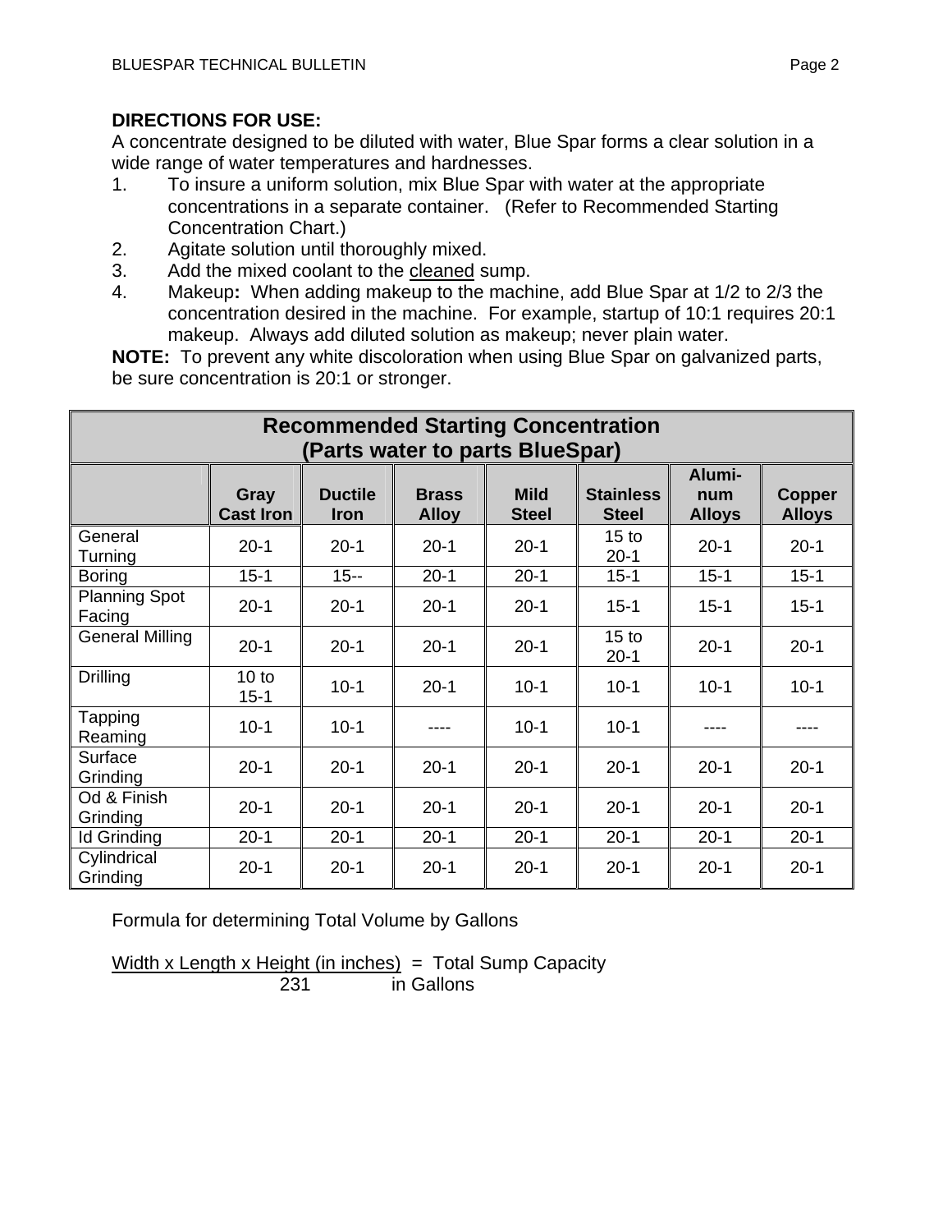**DIRECTIONS FOR USE:**

A concentrate designed to be diluted with water, Blue Spar forms a clear solution in a wide range of water temperatures and hardnesses.

1. To insure a uniform solution, mix Blue Spar with water at the appropriate concentrations in a separate container. (Refer to Recommended Starting Concentration Chart.)
2. Agitate solution until thoroughly mixed.
3. Add the mixed coolant to the cleaned sump.
4. Makeup**:** When adding makeup to the machine, add Blue Spar at 1/2 to 2/3 the concentration desired in the machine. For example, startup of 10:1 requires 20:1 makeup. Always add diluted solution as makeup; never plain water.

**NOTE:** To prevent any white discoloration when using Blue Spar on galvanized parts, be sure concentration is 20:1 or stronger.

**Recommended Starting Concentration (Parts water to parts BlueSpar)**

| | Gray Cast Iron | Ductile Iron | Brass Alloy | Mild Steel | Stainless Steel | Aluminum Alloys | Copper Alloys |
|---|---|---|---|---|---|---|---|
| General Turning | 20-1 | 20-1 | 20-1 | 20-1 | 15 to 20-1 | 20-1 | 20-1 |
| Boring | 15-1 | 15-- | 20-1 | 20-1 | 15-1 | 15-1 | 15-1 |
| Planning Spot Facing | 20-1 | 20-1 | 20-1 | 20-1 | 15-1 | 15-1 | 15-1 |
| General Milling | 20-1 | 20-1 | 20-1 | 20-1 | 15 to 20-1 | 20-1 | 20-1 |
| Drilling | 10 to 15-1 | 10-1 | 20-1 | 10-1 | 10-1 | 10-1 | 10-1 |
| Tapping Reaming | 10-1 | 10-1 | ---- | 10-1 | 10-1 | ---- | ---- |
| Surface Grinding | 20-1 | 20-1 | 20-1 | 20-1 | 20-1 | 20-1 | 20-1 |
| Od & Finish Grinding | 20-1 | 20-1 | 20-1 | 20-1 | 20-1 | 20-1 | 20-1 |
| Id Grinding | 20-1 | 20-1 | 20-1 | 20-1 | 20-1 | 20-1 | 20-1 |
| Cylindrical Grinding | 20-1 | 20-1 | 20-1 | 20-1 | 20-1 | 20-1 | 20-1 |

Formula for determining Total Volume by Gallons

$$\frac{\text{Width} \times \text{Length} \times \text{Height (in inches)}}{231} = \text{Total Sump Capacity in Gallons}$$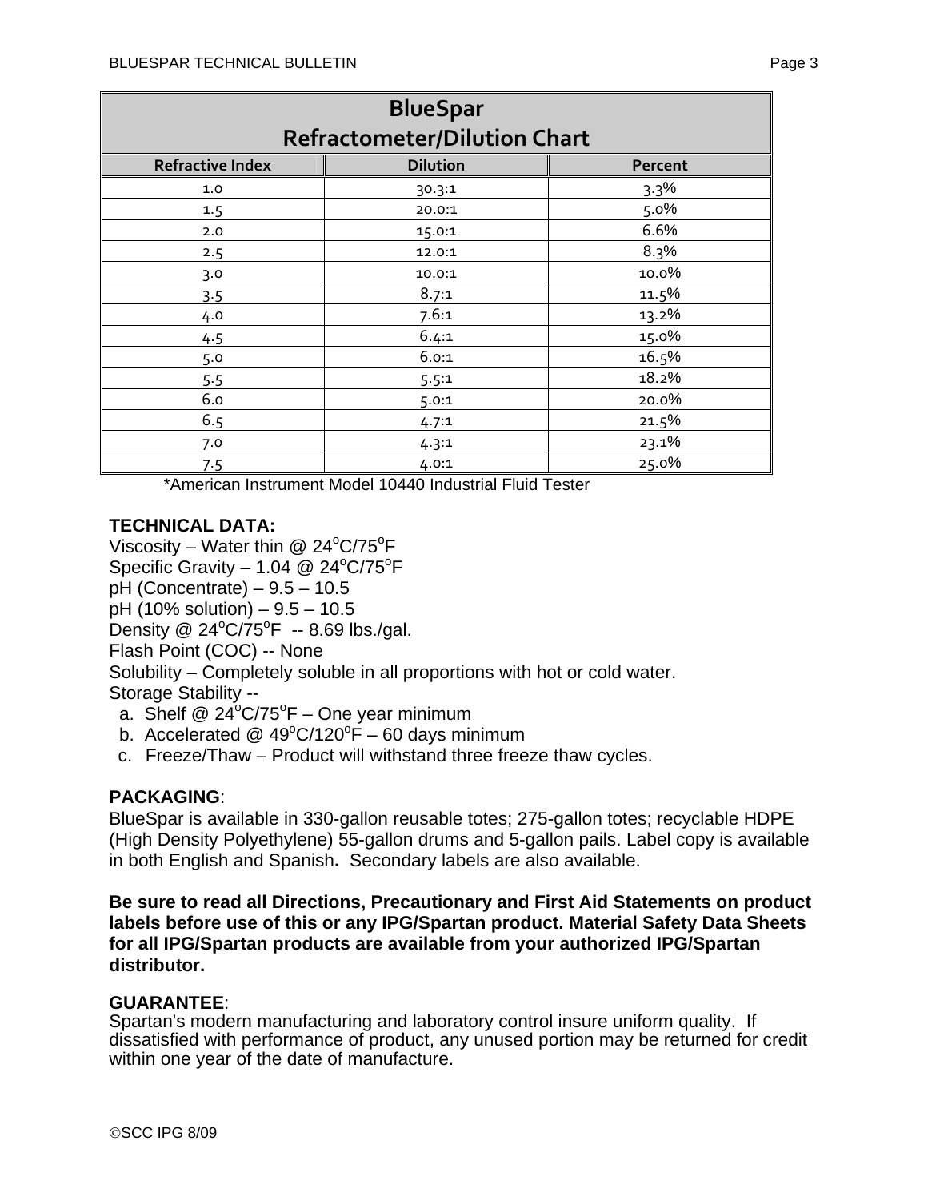| BlueSpar Refractometer/Dilution Chart | | |
|---|---|---|
| **Refractive Index** | **Dilution** | **Percent** |
| 1.0 | 30.3:1 | 3.3% |
| 1.5 | 20.0:1 | 5.0% |
| 2.0 | 15.0:1 | 6.6% |
| 2.5 | 12.0:1 | 8.3% |
| 3.0 | 10.0:1 | 10.0% |
| 3.5 | 8.7:1 | 11.5% |
| 4.0 | 7.6:1 | 13.2% |
| 4.5 | 6.4:1 | 15.0% |
| 5.0 | 6.0:1 | 16.5% |
| 5.5 | 5.5:1 | 18.2% |
| 6.0 | 5.0:1 | 20.0% |
| 6.5 | 4.7:1 | 21.5% |
| 7.0 | 4.3:1 | 23.1% |
| 7.5 | 4.0:1 | 25.0% |

*American Instrument Model 10440 Industrial Fluid Tester

**TECHNICAL DATA:**

Viscosity – Water thin @ 24°C/75°F
Specific Gravity – 1.04 @ 24°C/75°F
pH (Concentrate) – 9.5 – 10.5
pH (10% solution) – 9.5 – 10.5
Density @ 24°C/75°F -- 8.69 lbs./gal.
Flash Point (COC) -- None
Solubility – Completely soluble in all proportions with hot or cold water.
Storage Stability --

a. Shelf @ 24°C/75°F – One year minimum
b. Accelerated @ 49°C/120°F – 60 days minimum
c. Freeze/Thaw – Product will withstand three freeze thaw cycles.

**PACKAGING**:

BlueSpar is available in 330-gallon reusable totes; 275-gallon totes; recyclable HDPE (High Density Polyethylene) 55-gallon drums and 5-gallon pails. Label copy is available in both English and Spanish**.** Secondary labels are also available.

**Be sure to read all Directions, Precautionary and First Aid Statements on product labels before use of this or any IPG/Spartan product. Material Safety Data Sheets for all IPG/Spartan products are available from your authorized IPG/Spartan distributor.**

**GUARANTEE**:

Spartan's modern manufacturing and laboratory control insure uniform quality. If dissatisfied with performance of product, any unused portion may be returned for credit within one year of the date of manufacture.

©SCC IPG 8/09